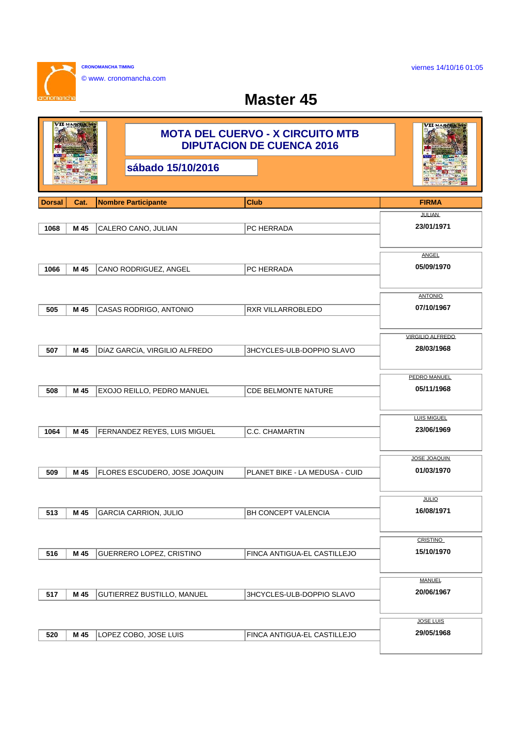CRONOMANCHA TIMING

© www. cronomancha.com

viernes 14/10/16 01:05

# Master 45

## MOTA DEL CUERVO - X CIRCUITO MTB DIPUTACION DE CUENCA 2016

**sábado 15/10/2016**

| Dorsal | Cat. | Nombre Participante | Club | FIRMA |
|---|---|---|---|---|
| 1068 | M 45 | CALERO CANO, JULIAN | PC HERRADA | JULIAN 23/01/1971 |
| 1066 | M 45 | CANO RODRIGUEZ, ANGEL | PC HERRADA | ANGEL 05/09/1970 |
| 505 | M 45 | CASAS RODRIGO, ANTONIO | RXR VILLARROBLEDO | ANTONIO 07/10/1967 |
| 507 | M 45 | DíAZ GARCíA, VIRGILIO ALFREDO | 3HCYCLES-ULB-DOPPIO SLAVO | VIRGILIO ALFREDO 28/03/1968 |
| 508 | M 45 | EXOJO REILLO, PEDRO MANUEL | CDE BELMONTE NATURE | PEDRO MANUEL 05/11/1968 |
| 1064 | M 45 | FERNANDEZ REYES, LUIS MIGUEL | C.C. CHAMARTIN | LUIS MIGUEL 23/06/1969 |
| 509 | M 45 | FLORES ESCUDERO, JOSE JOAQUIN | PLANET BIKE - LA MEDUSA - CUID | JOSE JOAQUIN 01/03/1970 |
| 513 | M 45 | GARCIA CARRION, JULIO | BH CONCEPT VALENCIA | JULIO 16/08/1971 |
| 516 | M 45 | GUERRERO LOPEZ, CRISTINO | FINCA ANTIGUA-EL CASTILLEJO | CRISTINO 15/10/1970 |
| 517 | M 45 | GUTIERREZ BUSTILLO, MANUEL | 3HCYCLES-ULB-DOPPIO SLAVO | MANUEL 20/06/1967 |
| 520 | M 45 | LOPEZ COBO, JOSE LUIS | FINCA ANTIGUA-EL CASTILLEJO | JOSE LUIS 29/05/1968 |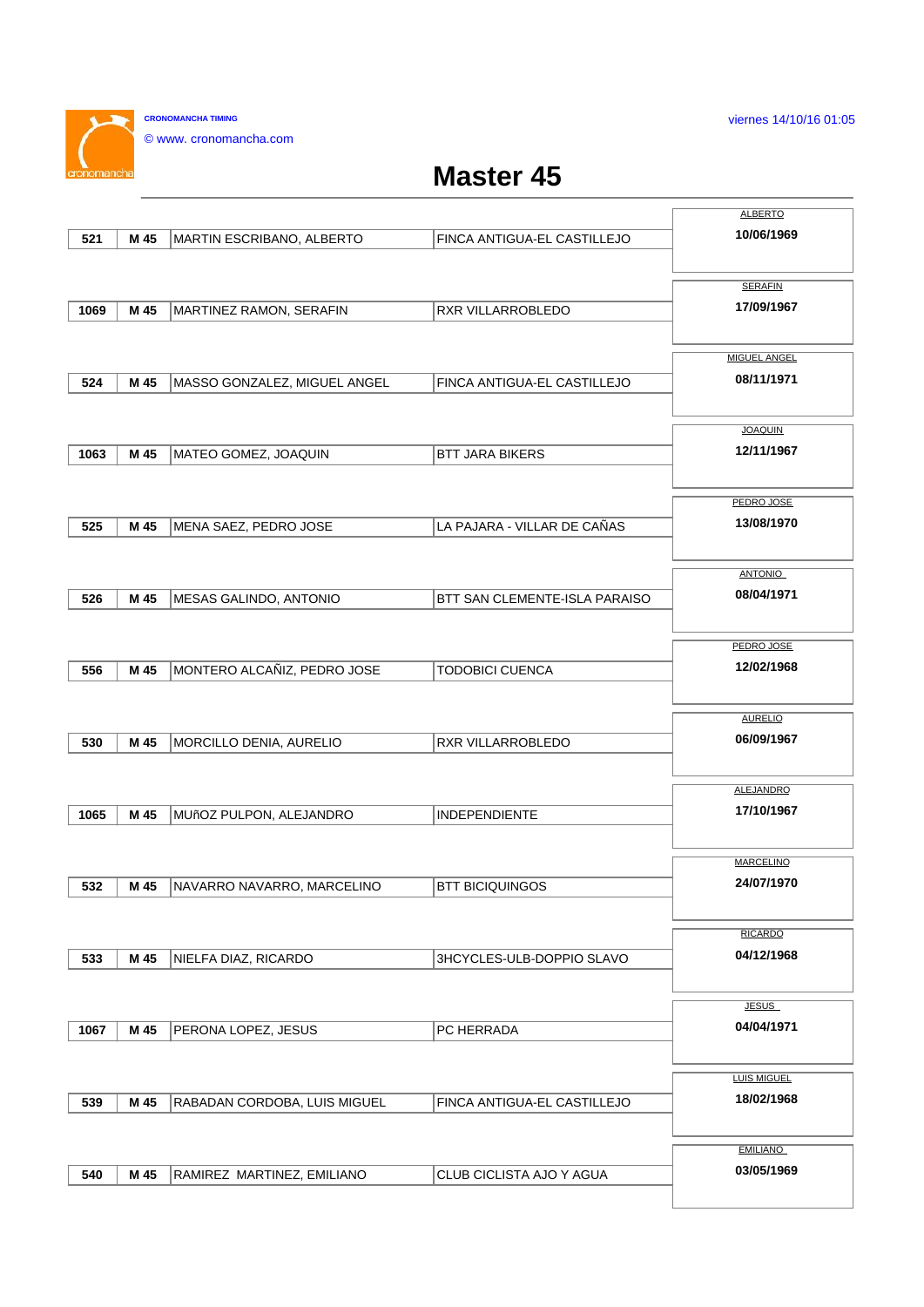# Master 45

| Dorsal | Cat. | Nombre | Club | Fecha |
|---|---|---|---|---|
| 521 | M 45 | MARTIN ESCRIBANO, ALBERTO | FINCA ANTIGUA-EL CASTILLEJO | ALBERTO 10/06/1969 |
| 1069 | M 45 | MARTINEZ RAMON, SERAFIN | RXR VILLARROBLEDO | SERAFIN 17/09/1967 |
| 524 | M 45 | MASSO GONZALEZ, MIGUEL ANGEL | FINCA ANTIGUA-EL CASTILLEJO | MIGUEL ANGEL 08/11/1971 |
| 1063 | M 45 | MATEO GOMEZ, JOAQUIN | BTT JARA BIKERS | JOAQUIN 12/11/1967 |
| 525 | M 45 | MENA SAEZ, PEDRO JOSE | LA PAJARA - VILLAR DE CAÑAS | PEDRO JOSE 13/08/1970 |
| 526 | M 45 | MESAS GALINDO, ANTONIO | BTT SAN CLEMENTE-ISLA PARAISO | ANTONIO 08/04/1971 |
| 556 | M 45 | MONTERO ALCAÑIZ, PEDRO JOSE | TODOBICI CUENCA | PEDRO JOSE 12/02/1968 |
| 530 | M 45 | MORCILLO DENIA, AURELIO | RXR VILLARROBLEDO | AURELIO 06/09/1967 |
| 1065 | M 45 | MUñOZ PULPON, ALEJANDRO | INDEPENDIENTE | ALEJANDRO 17/10/1967 |
| 532 | M 45 | NAVARRO NAVARRO, MARCELINO | BTT BICIQUINGOS | MARCELINO 24/07/1970 |
| 533 | M 45 | NIELFA DIAZ, RICARDO | 3HCYCLES-ULB-DOPPIO SLAVO | RICARDO 04/12/1968 |
| 1067 | M 45 | PERONA LOPEZ, JESUS | PC HERRADA | JESUS 04/04/1971 |
| 539 | M 45 | RABADAN CORDOBA, LUIS MIGUEL | FINCA ANTIGUA-EL CASTILLEJO | LUIS MIGUEL 18/02/1968 |
| 540 | M 45 | RAMIREZ MARTINEZ, EMILIANO | CLUB CICLISTA AJO Y AGUA | EMILIANO 03/05/1969 |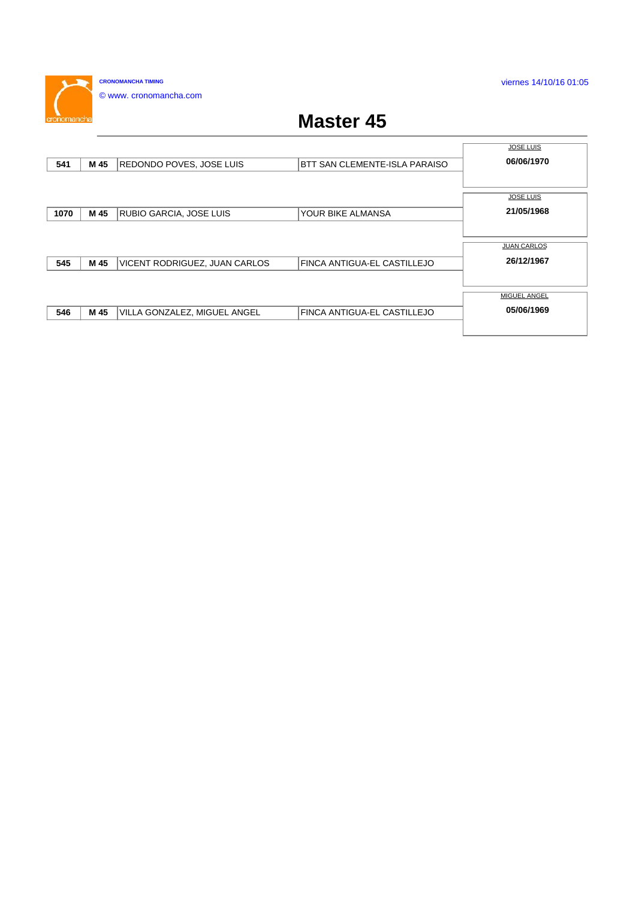# Master 45

| | | | | |
|---|---|---|---|---|
| 541 | M 45 | REDONDO POVES, JOSE LUIS | BTT SAN CLEMENTE-ISLA PARAISO | JOSE LUIS **06/06/1970** |
| 1070 | M 45 | RUBIO GARCIA, JOSE LUIS | YOUR BIKE ALMANSA | JOSE LUIS **21/05/1968** |
| 545 | M 45 | VICENT RODRIGUEZ, JUAN CARLOS | FINCA ANTIGUA-EL CASTILLEJO | JUAN CARLOS **26/12/1967** |
| 546 | M 45 | VILLA GONZALEZ, MIGUEL ANGEL | FINCA ANTIGUA-EL CASTILLEJO | MIGUEL ANGEL **05/06/1969** |